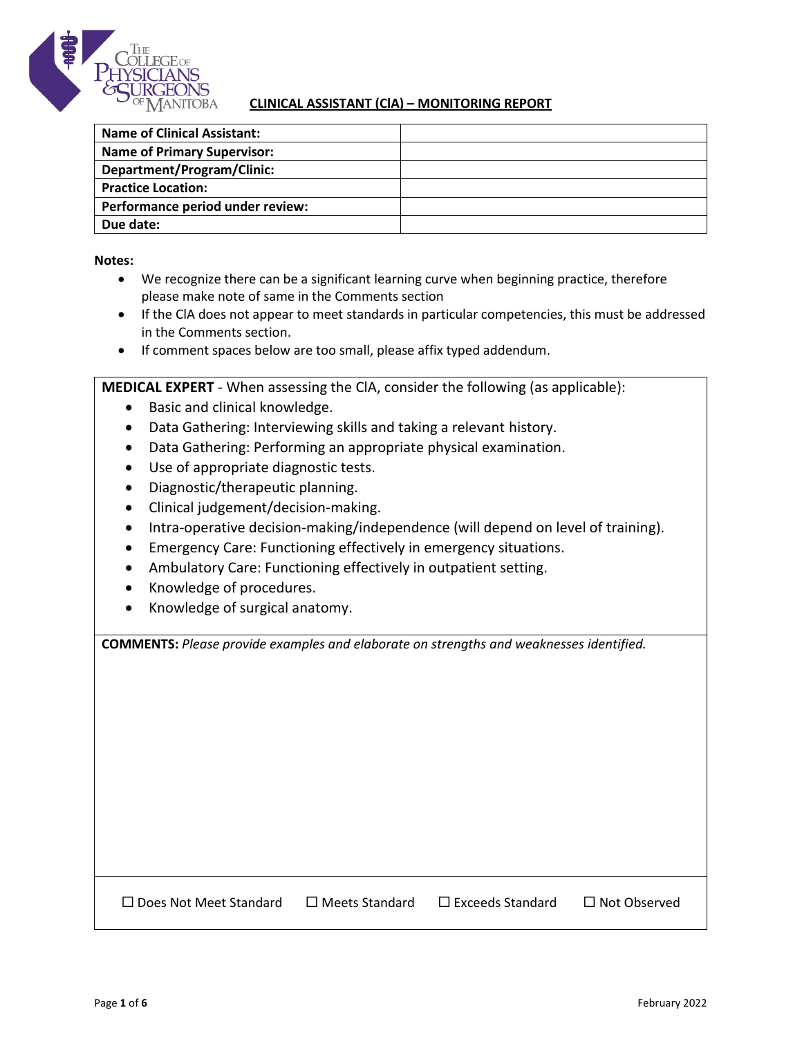# CLINICAL ASSISTANT (ClA) – MONITORING REPORT

| Name of Clinical Assistant: | |
|---|---|
| Name of Primary Supervisor: | |
| Department/Program/Clinic: | |
| Practice Location: | |
| Performance period under review: | |
| Due date: | |

**Notes:**

- We recognize there can be a significant learning curve when beginning practice, therefore please make note of same in the Comments section
- If the ClA does not appear to meet standards in particular competencies, this must be addressed in the Comments section.
- If comment spaces below are too small, please affix typed addendum.

**MEDICAL EXPERT** - When assessing the ClA, consider the following (as applicable):

- Basic and clinical knowledge.
- Data Gathering: Interviewing skills and taking a relevant history.
- Data Gathering: Performing an appropriate physical examination.
- Use of appropriate diagnostic tests.
- Diagnostic/therapeutic planning.
- Clinical judgement/decision-making.
- Intra-operative decision-making/independence (will depend on level of training).
- Emergency Care: Functioning effectively in emergency situations.
- Ambulatory Care: Functioning effectively in outpatient setting.
- Knowledge of procedures.
- Knowledge of surgical anatomy.

**COMMENTS:** *Please provide examples and elaborate on strengths and weaknesses identified.*

☐ Does Not Meet Standard ☐ Meets Standard ☐ Exceeds Standard ☐ Not Observed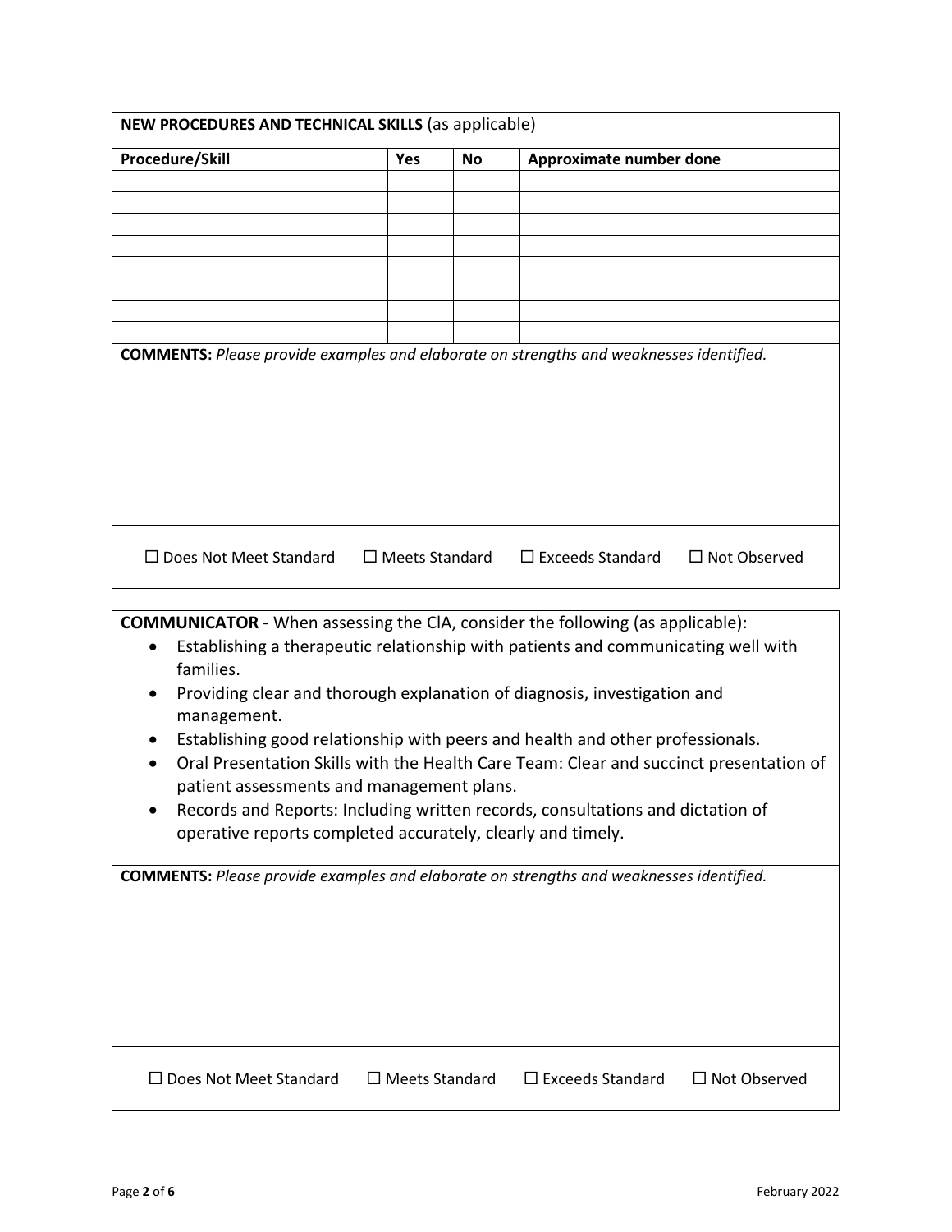**NEW PROCEDURES AND TECHNICAL SKILLS** (as applicable)

| Procedure/Skill | Yes | No | Approximate number done |
| --- | --- | --- | --- |
| | | | |
| | | | |
| | | | |
| | | | |
| | | | |
| | | | |
| | | | |
| | | | |

**COMMENTS:** *Please provide examples and elaborate on strengths and weaknesses identified.*

☐ Does Not Meet Standard ☐ Meets Standard ☐ Exceeds Standard ☐ Not Observed

**COMMUNICATOR** - When assessing the ClA, consider the following (as applicable):

- Establishing a therapeutic relationship with patients and communicating well with families.
- Providing clear and thorough explanation of diagnosis, investigation and management.
- Establishing good relationship with peers and health and other professionals.
- Oral Presentation Skills with the Health Care Team: Clear and succinct presentation of patient assessments and management plans.
- Records and Reports: Including written records, consultations and dictation of operative reports completed accurately, clearly and timely.

**COMMENTS:** *Please provide examples and elaborate on strengths and weaknesses identified.*

☐ Does Not Meet Standard ☐ Meets Standard ☐ Exceeds Standard ☐ Not Observed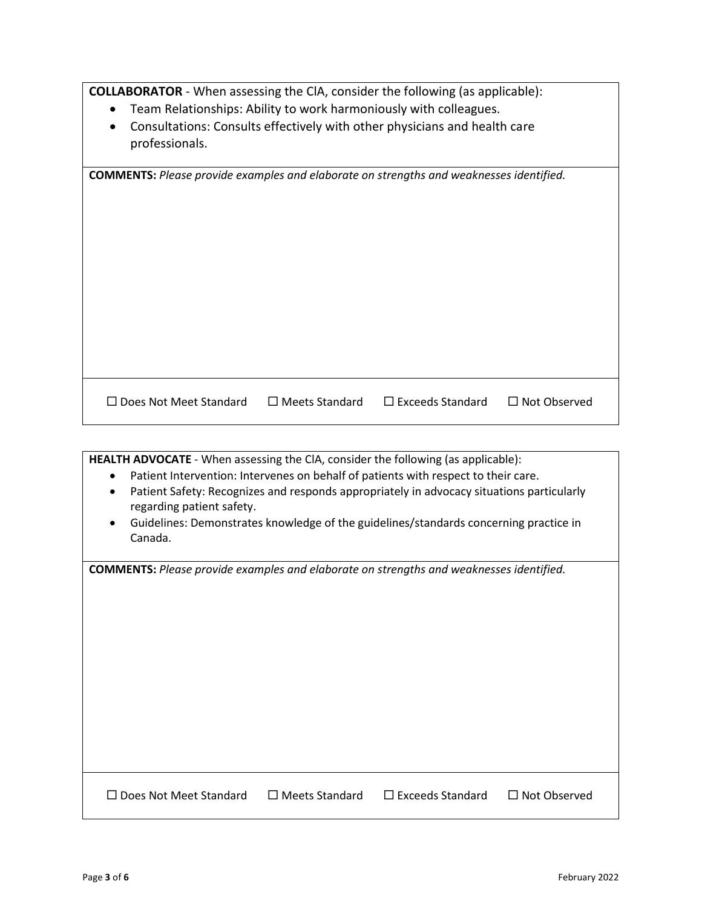**COLLABORATOR** - When assessing the ClA, consider the following (as applicable):

- Team Relationships: Ability to work harmoniously with colleagues.
- Consultations: Consults effectively with other physicians and health care professionals.

**COMMENTS:** *Please provide examples and elaborate on strengths and weaknesses identified.*

☐ Does Not Meet Standard ☐ Meets Standard ☐ Exceeds Standard ☐ Not Observed

**HEALTH ADVOCATE** - When assessing the ClA, consider the following (as applicable):

- Patient Intervention: Intervenes on behalf of patients with respect to their care.
- Patient Safety: Recognizes and responds appropriately in advocacy situations particularly regarding patient safety.
- Guidelines: Demonstrates knowledge of the guidelines/standards concerning practice in Canada.

**COMMENTS:** *Please provide examples and elaborate on strengths and weaknesses identified.*

☐ Does Not Meet Standard ☐ Meets Standard ☐ Exceeds Standard ☐ Not Observed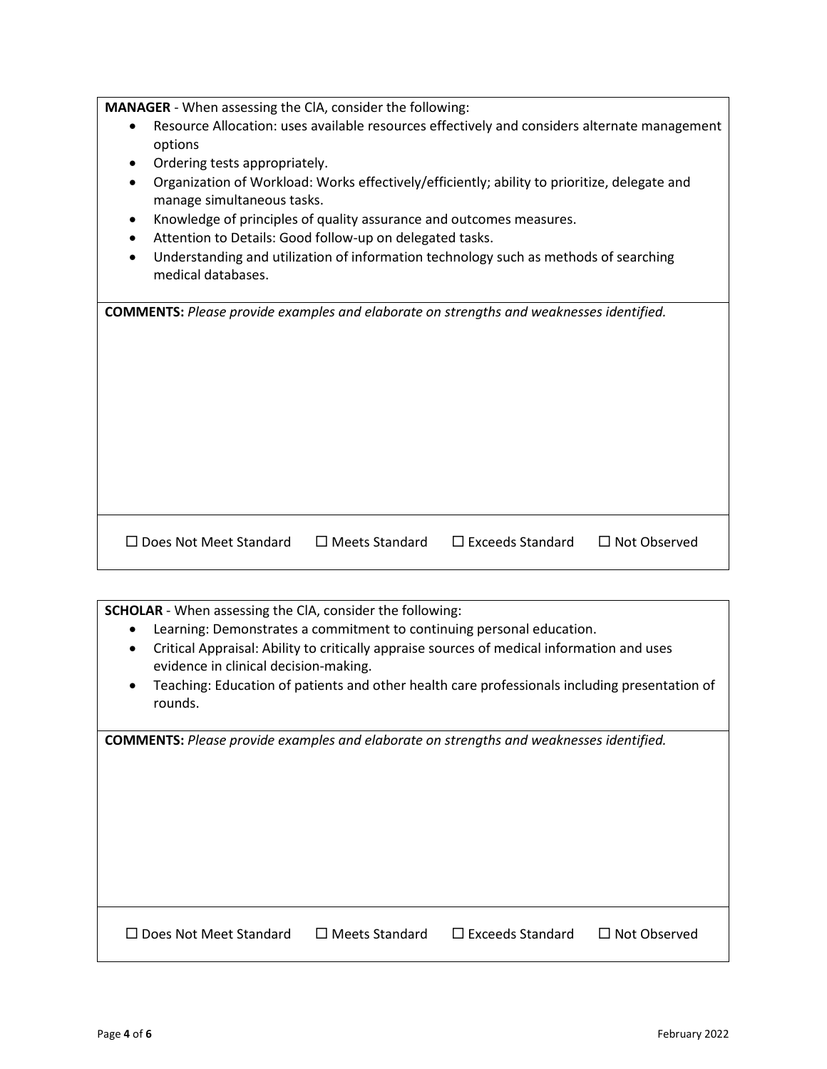**MANAGER** - When assessing the ClA, consider the following:

- Resource Allocation: uses available resources effectively and considers alternate management options
- Ordering tests appropriately.
- Organization of Workload: Works effectively/efficiently; ability to prioritize, delegate and manage simultaneous tasks.
- Knowledge of principles of quality assurance and outcomes measures.
- Attention to Details: Good follow-up on delegated tasks.
- Understanding and utilization of information technology such as methods of searching medical databases.

**COMMENTS:** *Please provide examples and elaborate on strengths and weaknesses identified.*

☐ Does Not Meet Standard ☐ Meets Standard ☐ Exceeds Standard ☐ Not Observed

**SCHOLAR** - When assessing the ClA, consider the following:

- Learning: Demonstrates a commitment to continuing personal education.
- Critical Appraisal: Ability to critically appraise sources of medical information and uses evidence in clinical decision-making.
- Teaching: Education of patients and other health care professionals including presentation of rounds.

**COMMENTS:** *Please provide examples and elaborate on strengths and weaknesses identified.*

☐ Does Not Meet Standard ☐ Meets Standard ☐ Exceeds Standard ☐ Not Observed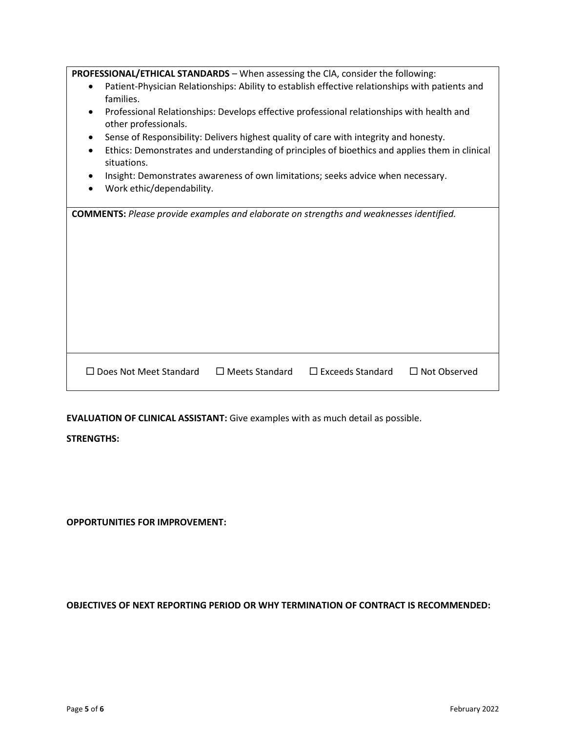**PROFESSIONAL/ETHICAL STANDARDS** – When assessing the ClA, consider the following:

- Patient-Physician Relationships: Ability to establish effective relationships with patients and families.
- Professional Relationships: Develops effective professional relationships with health and other professionals.
- Sense of Responsibility: Delivers highest quality of care with integrity and honesty.
- Ethics: Demonstrates and understanding of principles of bioethics and applies them in clinical situations.
- Insight: Demonstrates awareness of own limitations; seeks advice when necessary.
- Work ethic/dependability.

**COMMENTS:** *Please provide examples and elaborate on strengths and weaknesses identified.*

☐ Does Not Meet Standard ☐ Meets Standard ☐ Exceeds Standard ☐ Not Observed

**EVALUATION OF CLINICAL ASSISTANT:** Give examples with as much detail as possible.

**STRENGTHS:**

**OPPORTUNITIES FOR IMPROVEMENT:**

**OBJECTIVES OF NEXT REPORTING PERIOD OR WHY TERMINATION OF CONTRACT IS RECOMMENDED:**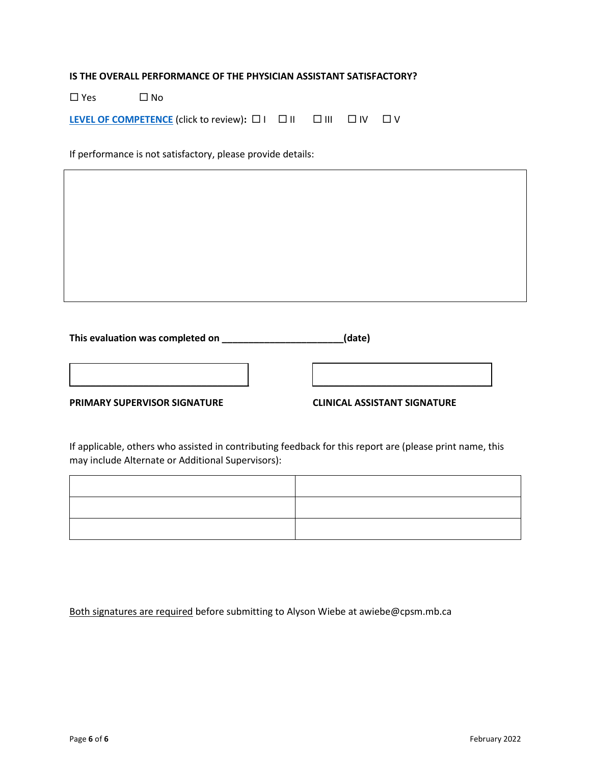**IS THE OVERALL PERFORMANCE OF THE PHYSICIAN ASSISTANT SATISFACTORY?**

☐ Yes ☐ No

**LEVEL OF COMPETENCE** (click to review)**:** ☐ I ☐ II ☐ III ☐ IV ☐ V

If performance is not satisfactory, please provide details:

| |
|---|
| |

**This evaluation was completed on _______________________(date)**

| | |
|---|---|
| | |
| **PRIMARY SUPERVISOR SIGNATURE** | **CLINICAL ASSISTANT SIGNATURE** |

If applicable, others who assisted in contributing feedback for this report are (please print name, this may include Alternate or Additional Supervisors):

| | |
|---|---|
| | |
| | |
| | |

Both signatures are required before submitting to Alyson Wiebe at awiebe@cpsm.mb.ca